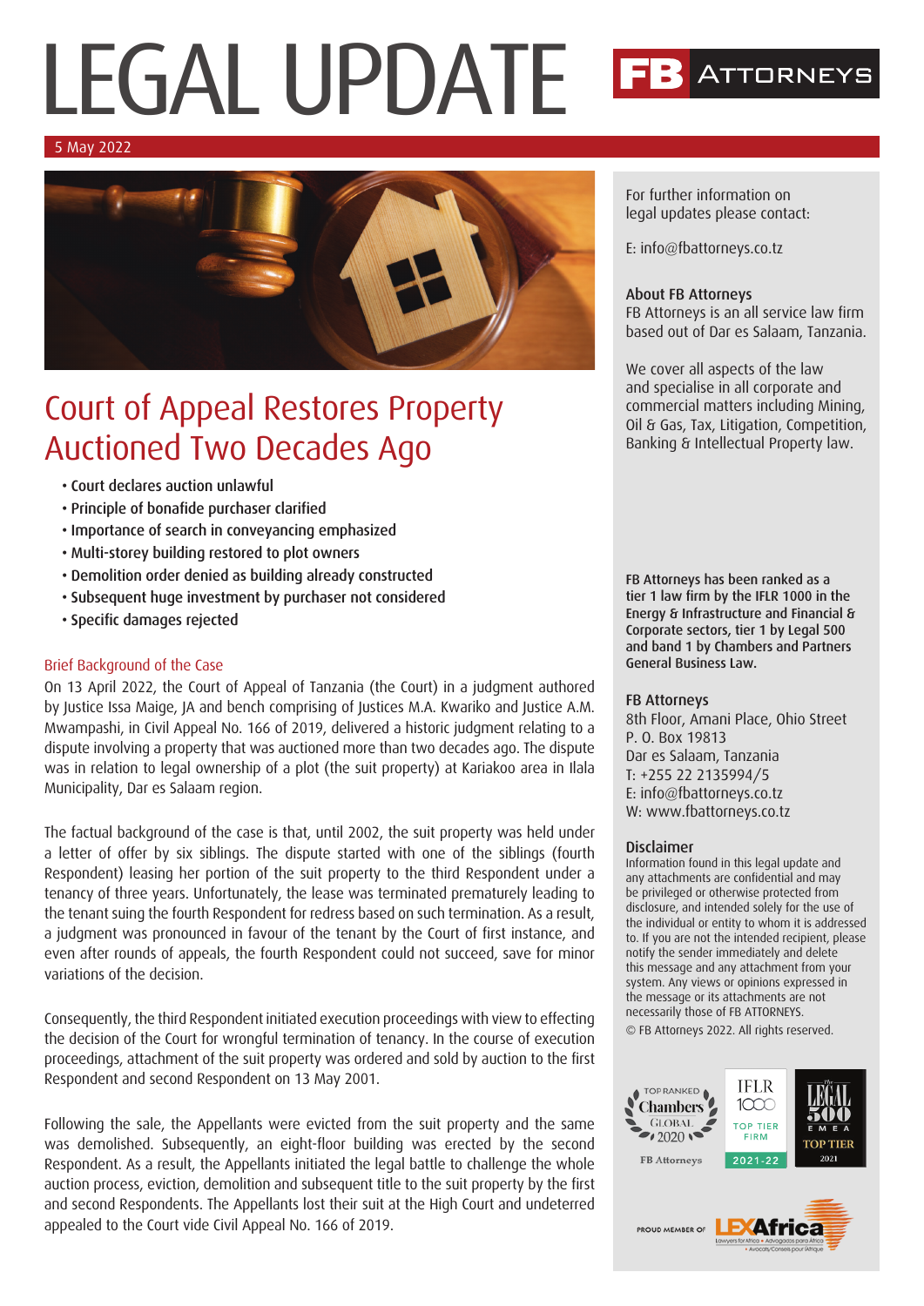# LEGAL UPDATE

FB ATTORNEYS

5 May 2022

## Court of Appeal Restores Property Auctioned Two Decades Ago

- Court declares auction unlawful
- Principle of bonafide purchaser clarified
- Importance of search in conveyancing emphasized
- Multi-storey building restored to plot owners
- Demolition order denied as building already constructed
- Subsequent huge investment by purchaser not considered
- Specific damages rejected

### Brief Background of the Case

On 13 April 2022, the Court of Appeal of Tanzania (the Court) in a judgment authored by Justice Issa Maige, JA and bench comprising of Justices M.A. Kwariko and Justice A.M. Mwampashi, in Civil Appeal No. 166 of 2019, delivered a historic judgment relating to a dispute involving a property that was auctioned more than two decades ago. The dispute was in relation to legal ownership of a plot (the suit property) at Kariakoo area in Ilala Municipality, Dar es Salaam region.

The factual background of the case is that, until 2002, the suit property was held under a letter of offer by six siblings. The dispute started with one of the siblings (fourth Respondent) leasing her portion of the suit property to the third Respondent under a tenancy of three years. Unfortunately, the lease was terminated prematurely leading to the tenant suing the fourth Respondent for redress based on such termination. As a result, a judgment was pronounced in favour of the tenant by the Court of first instance, and even after rounds of appeals, the fourth Respondent could not succeed, save for minor variations of the decision.

Consequently, the third Respondent initiated execution proceedings with view to effecting the decision of the Court for wrongful termination of tenancy. In the course of execution proceedings, attachment of the suit property was ordered and sold by auction to the first Respondent and second Respondent on 13 May 2001.

Following the sale, the Appellants were evicted from the suit property and the same was demolished. Subsequently, an eight-floor building was erected by the second Respondent. As a result, the Appellants initiated the legal battle to challenge the whole auction process, eviction, demolition and subsequent title to the suit property by the first and second Respondents. The Appellants lost their suit at the High Court and undeterred appealed to the Court vide Civil Appeal No. 166 of 2019.

---

For further information on legal updates please contact:

E: info@fbattorneys.co.tz

**About FB Attorneys**
FB Attorneys is an all service law firm based out of Dar es Salaam, Tanzania.

We cover all aspects of the law and specialise in all corporate and commercial matters including Mining, Oil & Gas, Tax, Litigation, Competition, Banking & Intellectual Property law.

**FB Attorneys has been ranked as a tier 1 law firm by the IFLR 1000 in the Energy & Infrastructure and Financial & Corporate sectors, tier 1 by Legal 500 and band 1 by Chambers and Partners General Business Law.**

**FB Attorneys**
8th Floor, Amani Place, Ohio Street
P. O. Box 19813
Dar es Salaam, Tanzania
T: +255 22 2135994/5
E: info@fbattorneys.co.tz
W: www.fbattorneys.co.tz

**Disclaimer**
Information found in this legal update and any attachments are confidential and may be privileged or otherwise protected from disclosure, and intended solely for the use of the individual or entity to whom it is addressed to. If you are not the intended recipient, please notify the sender immediately and delete this message and any attachment from your system. Any views or opinions expressed in the message or its attachments are not necessarily those of FB ATTORNEYS.

© FB Attorneys 2022. All rights reserved.

Top Ranked Chambers Global 2020 FB Attorneys | IFLR 1000 Top Tier Firm 2021-22 | The Legal 500 EMEA Top Tier 2021

PROUD MEMBER OF LEXAfrica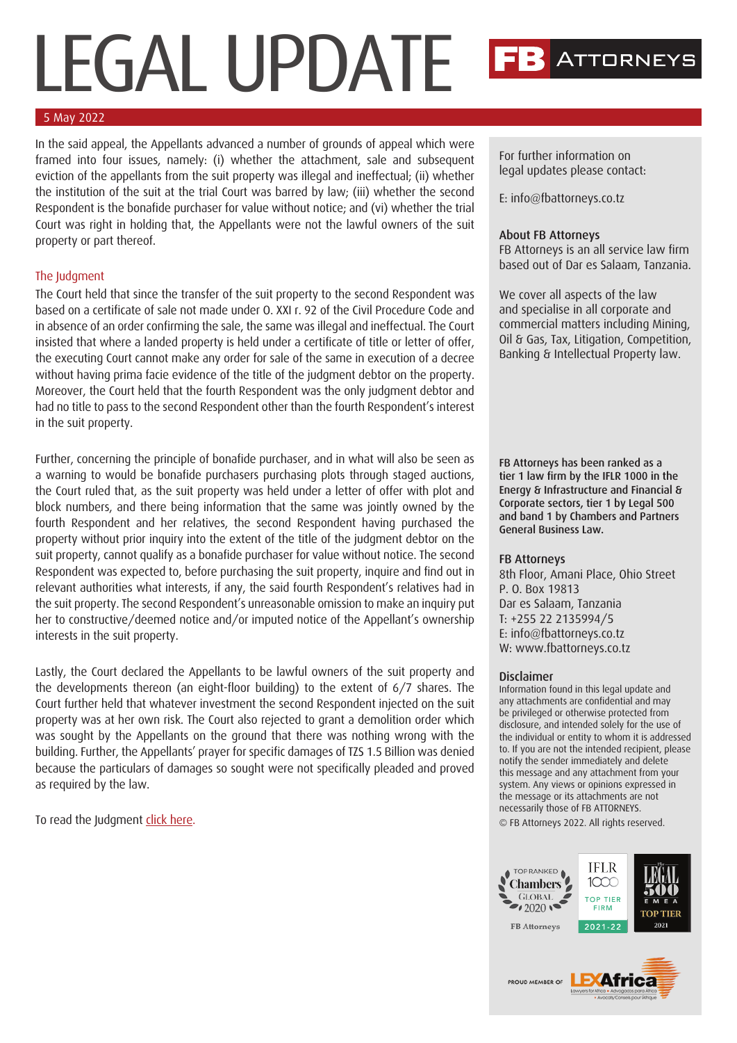# LEGAL UPDATE

5 May 2022

In the said appeal, the Appellants advanced a number of grounds of appeal which were framed into four issues, namely: (i) whether the attachment, sale and subsequent eviction of the appellants from the suit property was illegal and ineffectual; (ii) whether the institution of the suit at the trial Court was barred by law; (iii) whether the second Respondent is the bonafide purchaser for value without notice; and (vi) whether the trial Court was right in holding that, the Appellants were not the lawful owners of the suit property or part thereof.

## The Judgment

The Court held that since the transfer of the suit property to the second Respondent was based on a certificate of sale not made under O. XXI r. 92 of the Civil Procedure Code and in absence of an order confirming the sale, the same was illegal and ineffectual. The Court insisted that where a landed property is held under a certificate of title or letter of offer, the executing Court cannot make any order for sale of the same in execution of a decree without having prima facie evidence of the title of the judgment debtor on the property. Moreover, the Court held that the fourth Respondent was the only judgment debtor and had no title to pass to the second Respondent other than the fourth Respondent's interest in the suit property.

Further, concerning the principle of bonafide purchaser, and in what will also be seen as a warning to would be bonafide purchasers purchasing plots through staged auctions, the Court ruled that, as the suit property was held under a letter of offer with plot and block numbers, and there being information that the same was jointly owned by the fourth Respondent and her relatives, the second Respondent having purchased the property without prior inquiry into the extent of the title of the judgment debtor on the suit property, cannot qualify as a bonafide purchaser for value without notice. The second Respondent was expected to, before purchasing the suit property, inquire and find out in relevant authorities what interests, if any, the said fourth Respondent's relatives had in the suit property. The second Respondent's unreasonable omission to make an inquiry put her to constructive/deemed notice and/or imputed notice of the Appellant's ownership interests in the suit property.

Lastly, the Court declared the Appellants to be lawful owners of the suit property and the developments thereon (an eight-floor building) to the extent of 6/7 shares. The Court further held that whatever investment the second Respondent injected on the suit property was at her own risk. The Court also rejected to grant a demolition order which was sought by the Appellants on the ground that there was nothing wrong with the building. Further, the Appellants' prayer for specific damages of TZS 1.5 Billion was denied because the particulars of damages so sought were not specifically pleaded and proved as required by the law.

To read the Judgment click here.

For further information on legal updates please contact:

E: info@fbattorneys.co.tz

**About FB Attorneys**
FB Attorneys is an all service law firm based out of Dar es Salaam, Tanzania.

We cover all aspects of the law and specialise in all corporate and commercial matters including Mining, Oil & Gas, Tax, Litigation, Competition, Banking & Intellectual Property law.

**FB Attorneys has been ranked as a tier 1 law firm by the IFLR 1000 in the Energy & Infrastructure and Financial & Corporate sectors, tier 1 by Legal 500 and band 1 by Chambers and Partners General Business Law.**

**FB Attorneys**
8th Floor, Amani Place, Ohio Street
P. O. Box 19813
Dar es Salaam, Tanzania
T: +255 22 2135994/5
E: info@fbattorneys.co.tz
W: www.fbattorneys.co.tz

**Disclaimer**
Information found in this legal update and any attachments are confidential and may be privileged or otherwise protected from disclosure, and intended solely for the use of the individual or entity to whom it is addressed to. If you are not the intended recipient, please notify the sender immediately and delete this message and any attachment from your system. Any views or opinions expressed in the message or its attachments are not necessarily those of FB ATTORNEYS.

© FB Attorneys 2022. All rights reserved.